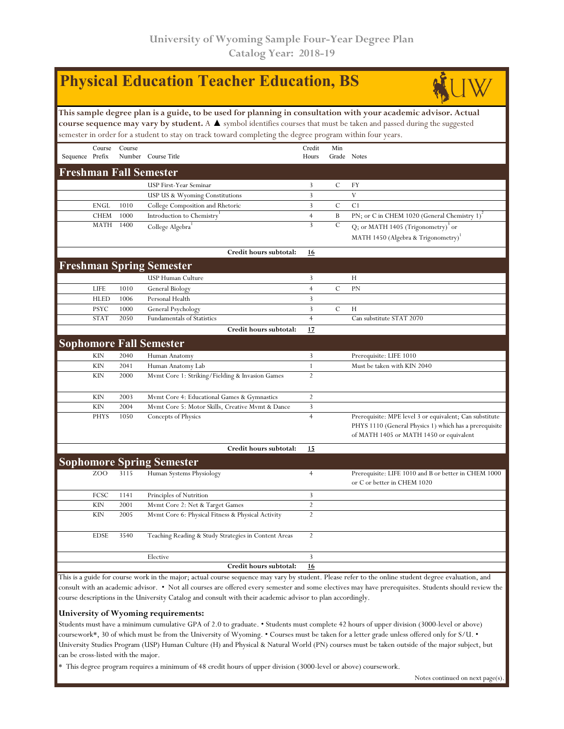# University of Wyoming Sample Four-Year Degree Plan
## Catalog Year: 2018-19

## Physical Education Teacher Education, BS

**This sample degree plan is a guide, to be used for planning in consultation with your academic advisor. Actual course sequence may vary by student.** A ▲ symbol identifies courses that must be taken and passed during the suggested semester in order for a student to stay on track toward completing the degree program within four years.

| Sequence | Course Prefix | Course Number | Course Title | Credit Hours | Min Grade | Notes |
|---|---|---|---|---|---|---|
| **Freshman Fall Semester** | | | | | | |
| | | | USP First-Year Seminar | 3 | C | FY |
| | | | USP US & Wyoming Constitutions | 3 | | V |
| | ENGL | 1010 | College Composition and Rhetoric | 3 | C | C1 |
| | CHEM | 1000 | Introduction to Chemistry[1] | 4 | B | PN; or C in CHEM 1020 (General Chemistry 1)[2] |
| | MATH | 1400 | College Algebra[1] | 3 | C | Q; or MATH 1405 (Trigonometry)[3] or MATH 1450 (Algebra & Trigonometry)[1] |
| | | | **Credit hours subtotal:** | **16** | | |
| **Freshman Spring Semester** | | | | | | |
| | | | USP Human Culture | 3 | | H |
| | LIFE | 1010 | General Biology | 4 | C | PN |
| | HLED | 1006 | Personal Health | 3 | | |
| | PSYC | 1000 | General Psychology | 3 | C | H |
| | STAT | 2050 | Fundamentals of Statistics | 4 | | Can substitute STAT 2070 |
| | | | **Credit hours subtotal:** | **17** | | |
| **Sophomore Fall Semester** | | | | | | |
| | KIN | 2040 | Human Anatomy | 3 | | Prerequisite: LIFE 1010 |
| | KIN | 2041 | Human Anatomy Lab | 1 | | Must be taken with KIN 2040 |
| | KIN | 2000 | Mvmt Core 1: Striking/Fielding & Invasion Games | 2 | | |
| | KIN | 2003 | Mvmt Core 4: Educational Games & Gymnastics | 2 | | |
| | KIN | 2004 | Mvmt Core 5: Motor Skills, Creative Mvmt & Dance | 3 | | |
| | PHYS | 1050 | Concepts of Physics | 4 | | Prerequisite: MPE level 3 or equivalent; Can substitute PHYS 1110 (General Physics 1) which has a prerequisite of MATH 1405 or MATH 1450 or equivalent |
| | | | **Credit hours subtotal:** | **15** | | |
| **Sophomore Spring Semester** | | | | | | |
| | ZOO | 3115 | Human Systems Physiology | 4 | | Prerequisite: LIFE 1010 and B or better in CHEM 1000 or C or better in CHEM 1020 |
| | FCSC | 1141 | Principles of Nutrition | 3 | | |
| | KIN | 2001 | Mvmt Core 2: Net & Target Games | 2 | | |
| | KIN | 2005 | Mvmt Core 6: Physical Fitness & Physical Activity | 2 | | |
| | EDSE | 3540 | Teaching Reading & Study Strategies in Content Areas | 2 | | |
| | | | Elective | 3 | | |
| | | | **Credit hours subtotal:** | **16** | | |

This is a guide for course work in the major; actual course sequence may vary by student. Please refer to the online student degree evaluation, and consult with an academic advisor. • Not all courses are offered every semester and some electives may have prerequisites. Students should review the course descriptions in the University Catalog and consult with their academic advisor to plan accordingly.

**University of Wyoming requirements:**

Students must have a minimum cumulative GPA of 2.0 to graduate. • Students must complete 42 hours of upper division (3000-level or above) coursework*, 30 of which must be from the University of Wyoming. • Courses must be taken for a letter grade unless offered only for S/U. • University Studies Program (USP) Human Culture (H) and Physical & Natural World (PN) courses must be taken outside of the major subject, but can be cross-listed with the major.

* This degree program requires a minimum of 48 credit hours of upper division (3000-level or above) coursework.

Notes continued on next page(s).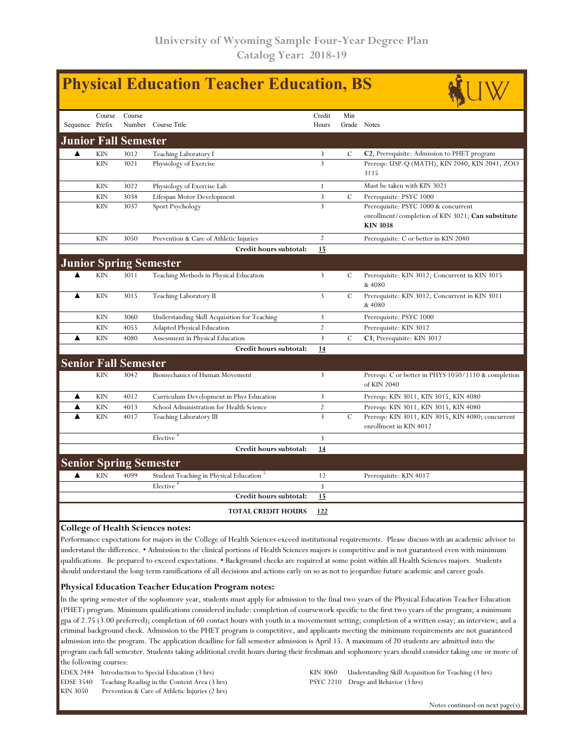# University of Wyoming Sample Four-Year Degree Plan
## Catalog Year: 2018-19

# Physical Education Teacher Education, BS

| Sequence | Course Prefix | Course Number | Course Title | Credit Hours | Min Grade | Notes |
|---|---|---|---|---|---|---|
| **Junior Fall Semester** | | | | | | |
| ▲ | KIN | 3012 | Teaching Laboratory I | 3 | C | **C2**; Prerequisite: Admission to PHET program |
| | KIN | 3021 | Physiology of Exercise | 3 | | Prereqs: USP-Q (MATH), KIN 2040, KIN 2041, ZOO 3115 |
| | KIN | 3022 | Physiology of Exercise Lab | 1 | | Must be taken with KIN 3021 |
| | KIN | 3034 | Lifespan Motor Development | 3 | C | Prerequisite: PSYC 1000 |
| | KIN | 3037 | Sport Psychology | 3 | | Prerequisite: PSYC 1000 & concurrent enrollment/completion of KIN 3021; **Can substitute KIN 3038** |
| | KIN | 3050 | Prevention & Care of Athletic Injuries | 2 | | Prerequisite: C or better in KIN 2040 |
| | | | **Credit hours subtotal:** | **15** | | |
| **Junior Spring Semester** | | | | | | |
| ▲ | KIN | 3011 | Teaching Methods in Physical Education | 3 | C | Prerequisite: KIN 3012; Concurrent in KIN 3015 & 4080 |
| ▲ | KIN | 3015 | Teaching Laboratory II | 3 | C | Prerequisite: KIN 3012; Concurrent in KIN 3011 & 4080 |
| | KIN | 3060 | Understanding Skill Acquisition for Teaching | 3 | | Prerequisite: PSYC 1000 |
| | KIN | 4055 | Adapted Physical Education | 2 | | Prerequisite: KIN 3012 |
| ▲ | KIN | 4080 | Assessment in Physical Education | 3 | C | **C3**; Prerequisite: KIN 3012 |
| | | | **Credit hours subtotal:** | **14** | | |
| **Senior Fall Semester** | | | | | | |
| | KIN | 3042 | Biomechanics of Human Movement | 3 | | Prereqs: C or better in PHYS 1050/1110 & completion of KIN 2040 |
| ▲ | KIN | 4012 | Curriculum Development in Phys Education | 3 | | Prereqs: KIN 3011, KIN 3015, KIN 4080 |
| ▲ | KIN | 4013 | School Administration for Health Science | 2 | | Prereqs: KIN 3011, KIN 3015, KIN 4080 |
| ▲ | KIN | 4017 | Teaching Laboratory III | 3 | C | Prereqs: KIN 3011, KIN 3015, KIN 4080; concurrent enrollment in KIN 4012 |
| | | | Elective [4] | 3 | | |
| | | | **Credit hours subtotal:** | **14** | | |
| **Senior Spring Semester** | | | | | | |
| ▲ | KIN | 4099 | Student Teaching in Physical Education [5] | 12 | | Prerequisite: KIN 4017 |
| | | | Elective [4] | 3 | | |
| | | | **Credit hours subtotal:** | **15** | | |
| | | | **TOTAL CREDIT HOURS** | **122** | | |

### College of Health Sciences notes:

Performance expectations for majors in the College of Health Sciences exceed institutional requirements. Please discuss with an academic advisor to understand the difference. • Admission to the clinical portions of Health Sciences majors is competitive and is not guaranteed even with minimum qualifications. Be prepared to exceed expectations. • Background checks are required at some point within all Health Sciences majors. Students should understand the long-term ramifications of all decisions and actions early on so as not to jeopardize future academic and career goals.

### Physical Education Teacher Education Program notes:

In the spring semester of the sophomore year, students must apply for admission to the final two years of the Physical Education Teacher Education (PHET) program. Minimum qualifications considered include: completion of coursework specific to the first two years of the program; a minimum gpa of 2.75 (3.00 preferred); completion of 60 contact hours with youth in a movememnt setting; completion of a written essay; an interview; and a criminal background check. Admission to the PHET program is competitive, and applicants meeting the minimum requirements are not guaranteed admission into the program. The application deadline for fall semester admission is April 15. A maximum of 20 students are admitted into the program each fall semester. Students taking additional credit hours during their freshman and sophomore years should consider taking one or more of the following courses:

- EDEX 2484 Introduction to Special Education (3 hrs)
- EDSE 3540 Teaching Reading in the Content Area (3 hrs)
- KIN 3050 Prevention & Care of Athletic Injuries (2 hrs)
- KIN 3060 Understanding Skill Acquisition for Teaching (3 hrs)
- PSYC 2210 Drugs and Behavior (3 hrs)

Notes continued on next page(s).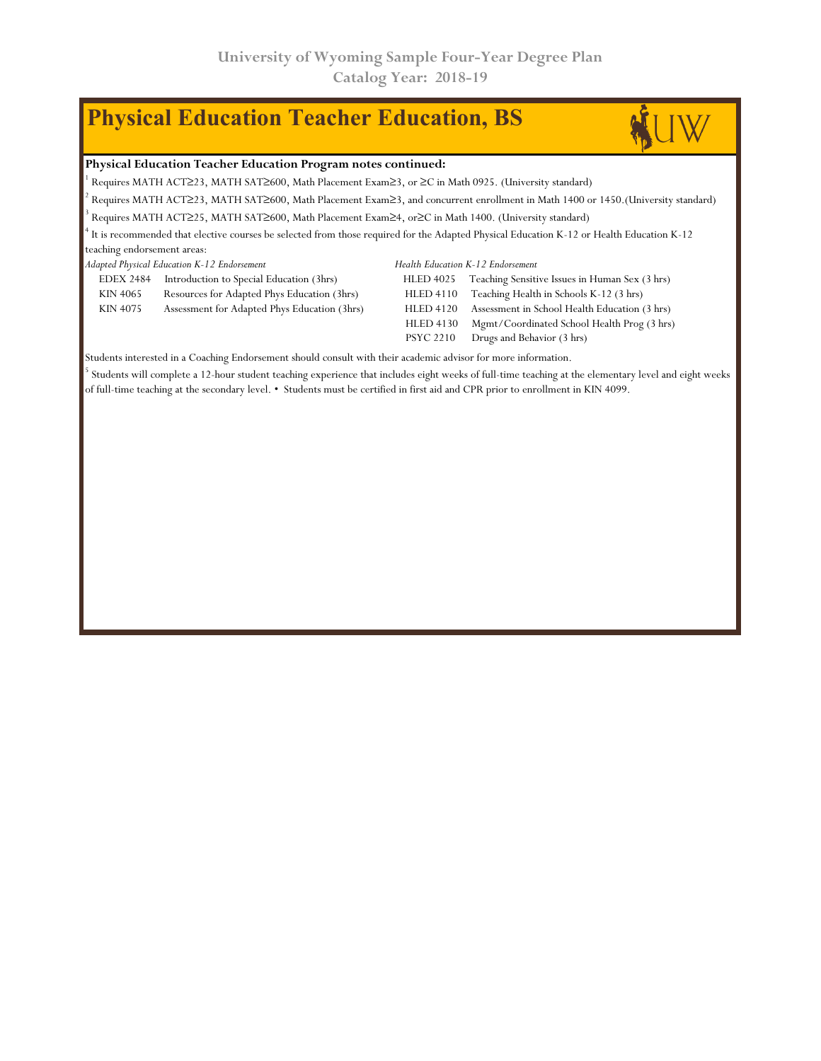University of Wyoming Sample Four-Year Degree Plan
Catalog Year: 2018-19

# Physical Education Teacher Education, BS

**Physical Education Teacher Education Program notes continued:**

[1] Requires MATH ACT≥23, MATH SAT≥600, Math Placement Exam≥3, or ≥C in Math 0925. (University standard)

[2] Requires MATH ACT≥23, MATH SAT≥600, Math Placement Exam≥3, and concurrent enrollment in Math 1400 or 1450.(University standard)

[3] Requires MATH ACT≥25, MATH SAT≥600, Math Placement Exam≥4, or≥C in Math 1400. (University standard)

[4] It is recommended that elective courses be selected from those required for the Adapted Physical Education K-12 or Health Education K-12 teaching endorsement areas:

*Adapted Physical Education K-12 Endorsement*

- EDEX 2484 Introduction to Special Education (3hrs)
- KIN 4065 Resources for Adapted Phys Education (3hrs)
- KIN 4075 Assessment for Adapted Phys Education (3hrs)

*Health Education K-12 Endorsement*

- HLED 4025 Teaching Sensitive Issues in Human Sex (3 hrs)
- HLED 4110 Teaching Health in Schools K-12 (3 hrs)
- HLED 4120 Assessment in School Health Education (3 hrs)
- HLED 4130 Mgmt/Coordinated School Health Prog (3 hrs)
- PSYC 2210 Drugs and Behavior (3 hrs)

Students interested in a Coaching Endorsement should consult with their academic advisor for more information.

[5] Students will complete a 12-hour student teaching experience that includes eight weeks of full-time teaching at the elementary level and eight weeks of full-time teaching at the secondary level. • Students must be certified in first aid and CPR prior to enrollment in KIN 4099.